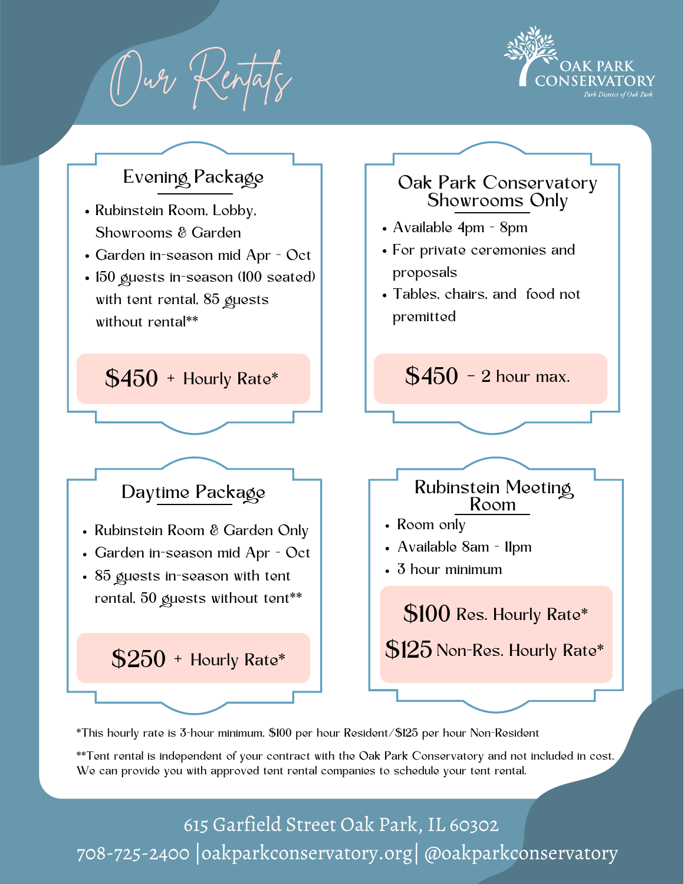# Our Rentals

OAK PARK CONSERVATORY
*Park District of Oak Park*

## Evening Package

- Rubinstein Room, Lobby, Showrooms & Garden
- Garden in-season mid Apr - Oct
- 150 guests in-season (100 seated) with tent rental, 85 guests without rental**

**$450** + Hourly Rate*

## Oak Park Conservatory Showrooms Only

- Available 4pm - 8pm
- For private ceremonies and proposals
- Tables, chairs, and food not premitted

**$450** - 2 hour max.

## Daytime Package

- Rubinstein Room & Garden Only
- Garden in-season mid Apr - Oct
- 85 guests in-season with tent rental, 50 guests without tent**

**$250** + Hourly Rate*

## Rubinstein Meeting Room

- Room only
- Available 8am - 11pm
- 3 hour minimum

**$100** Res. Hourly Rate*

**$125** Non-Res. Hourly Rate*

*This hourly rate is 3-hour minimum. $100 per hour Resident/$125 per hour Non-Resident

**Tent rental is independent of your contract with the Oak Park Conservatory and not included in cost. We can provide you with approved tent rental companies to schedule your tent rental.

615 Garfield Street Oak Park, IL 60302

708-725-2400 |oakparkconservatory.org| @oakparkconservatory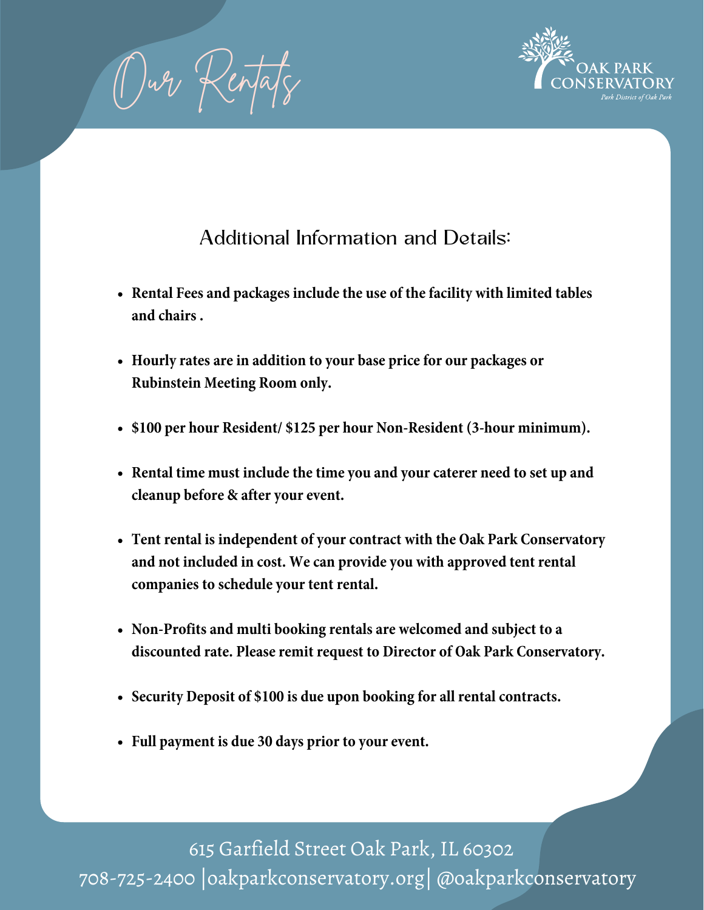# Our Rentals

OAK PARK CONSERVATORY

*Park District of Oak Park*

## Additional Information and Details:

- **Rental Fees and packages include the use of the facility with limited tables and chairs .**
- **Hourly rates are in addition to your base price for our packages or Rubinstein Meeting Room only.**
- **$100 per hour Resident/ $125 per hour Non-Resident (3-hour minimum).**
- **Rental time must include the time you and your caterer need to set up and cleanup before & after your event.**
- **Tent rental is independent of your contract with the Oak Park Conservatory and not included in cost. We can provide you with approved tent rental companies to schedule your tent rental.**
- **Non-Profits and multi booking rentals are welcomed and subject to a discounted rate. Please remit request to Director of Oak Park Conservatory.**
- **Security Deposit of $100 is due upon booking for all rental contracts.**
- **Full payment is due 30 days prior to your event.**

615 Garfield Street Oak Park, IL 60302
708-725-2400 |oakparkconservatory.org| @oakparkconservatory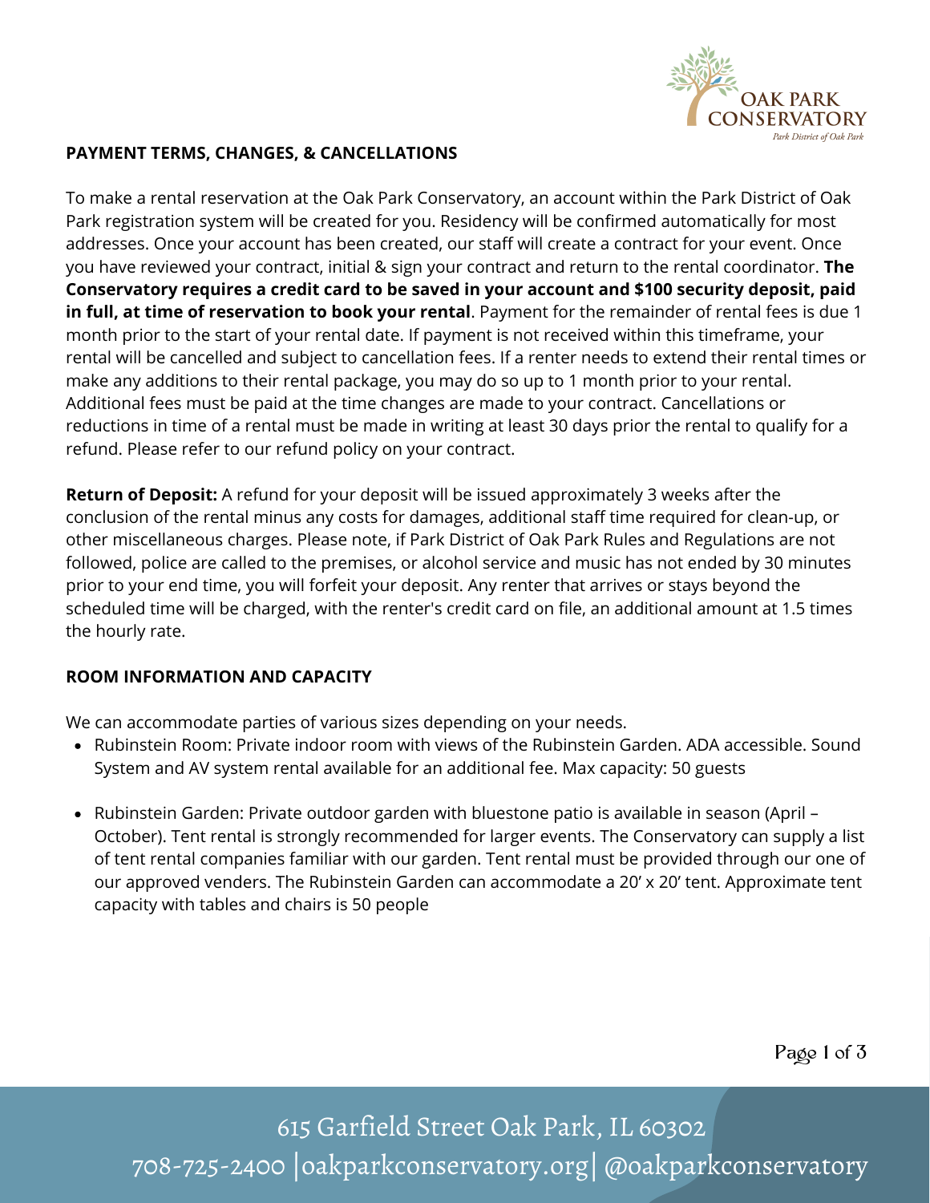## PAYMENT TERMS, CHANGES, & CANCELLATIONS

To make a rental reservation at the Oak Park Conservatory, an account within the Park District of Oak Park registration system will be created for you. Residency will be confirmed automatically for most addresses. Once your account has been created, our staff will create a contract for your event. Once you have reviewed your contract, initial & sign your contract and return to the rental coordinator. **The Conservatory requires a credit card to be saved in your account and $100 security deposit, paid in full, at time of reservation to book your rental**. Payment for the remainder of rental fees is due 1 month prior to the start of your rental date. If payment is not received within this timeframe, your rental will be cancelled and subject to cancellation fees. If a renter needs to extend their rental times or make any additions to their rental package, you may do so up to 1 month prior to your rental. Additional fees must be paid at the time changes are made to your contract. Cancellations or reductions in time of a rental must be made in writing at least 30 days prior the rental to qualify for a refund. Please refer to our refund policy on your contract.

**Return of Deposit:** A refund for your deposit will be issued approximately 3 weeks after the conclusion of the rental minus any costs for damages, additional staff time required for clean-up, or other miscellaneous charges. Please note, if Park District of Oak Park Rules and Regulations are not followed, police are called to the premises, or alcohol service and music has not ended by 30 minutes prior to your end time, you will forfeit your deposit. Any renter that arrives or stays beyond the scheduled time will be charged, with the renter's credit card on file, an additional amount at 1.5 times the hourly rate.

## ROOM INFORMATION AND CAPACITY

We can accommodate parties of various sizes depending on your needs.

- Rubinstein Room: Private indoor room with views of the Rubinstein Garden. ADA accessible. Sound System and AV system rental available for an additional fee. Max capacity: 50 guests
- Rubinstein Garden: Private outdoor garden with bluestone patio is available in season (April – October). Tent rental is strongly recommended for larger events. The Conservatory can supply a list of tent rental companies familiar with our garden. Tent rental must be provided through our one of our approved venders. The Rubinstein Garden can accommodate a 20' x 20' tent. Approximate tent capacity with tables and chairs is 50 people

615 Garfield Street Oak Park, IL 60302
708-725-2400 |oakparkconservatory.org| @oakparkconservatory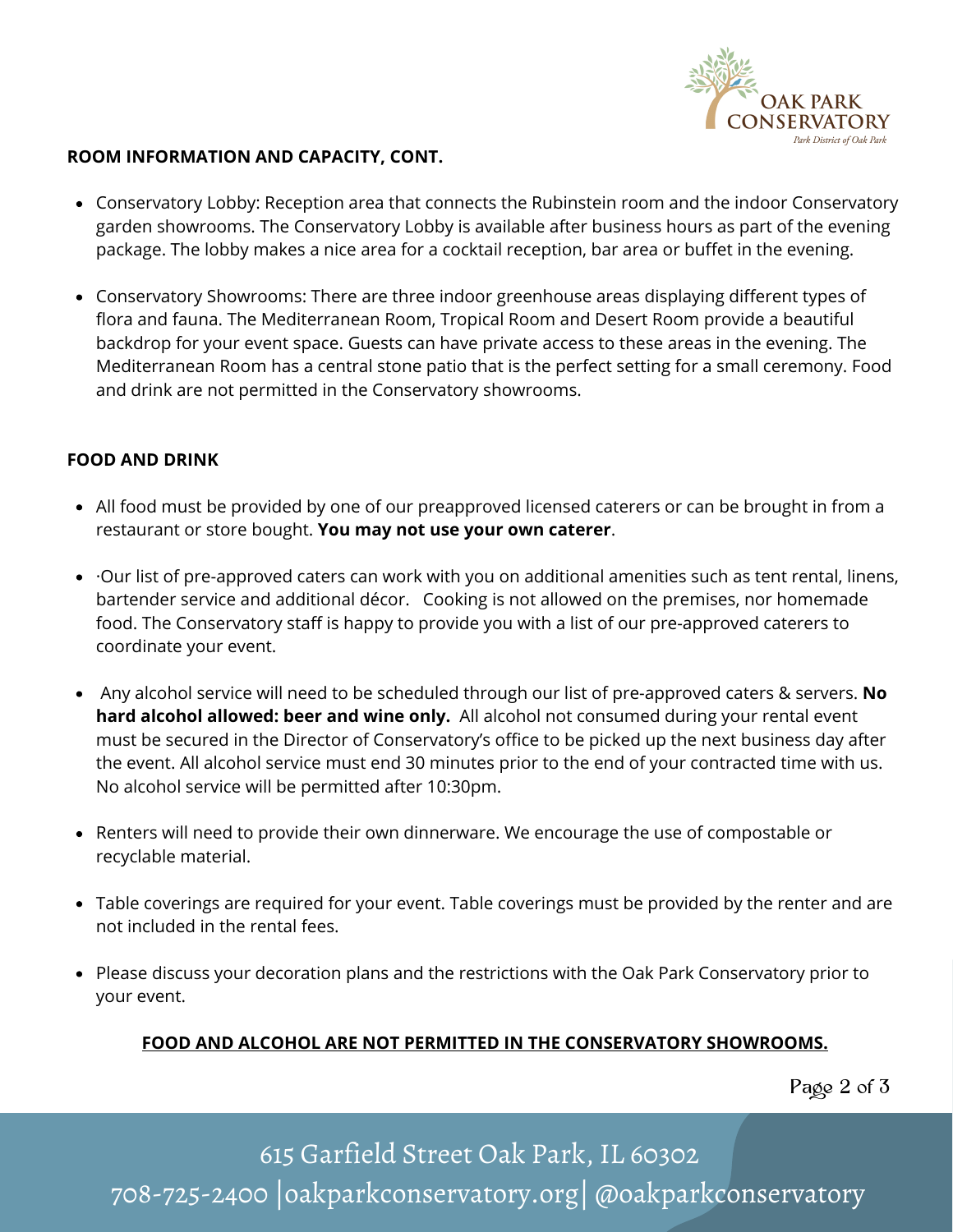## ROOM INFORMATION AND CAPACITY, CONT.

- Conservatory Lobby: Reception area that connects the Rubinstein room and the indoor Conservatory garden showrooms. The Conservatory Lobby is available after business hours as part of the evening package. The lobby makes a nice area for a cocktail reception, bar area or buffet in the evening.

- Conservatory Showrooms: There are three indoor greenhouse areas displaying different types of flora and fauna. The Mediterranean Room, Tropical Room and Desert Room provide a beautiful backdrop for your event space. Guests can have private access to these areas in the evening. The Mediterranean Room has a central stone patio that is the perfect setting for a small ceremony. Food and drink are not permitted in the Conservatory showrooms.

## FOOD AND DRINK

- All food must be provided by one of our preapproved licensed caterers or can be brought in from a restaurant or store bought. **You may not use your own caterer**.

- ·Our list of pre-approved caters can work with you on additional amenities such as tent rental, linens, bartender service and additional décor. Cooking is not allowed on the premises, nor homemade food. The Conservatory staff is happy to provide you with a list of our pre-approved caterers to coordinate your event.

- Any alcohol service will need to be scheduled through our list of pre-approved caters & servers. **No hard alcohol allowed: beer and wine only.** All alcohol not consumed during your rental event must be secured in the Director of Conservatory's office to be picked up the next business day after the event. All alcohol service must end 30 minutes prior to the end of your contracted time with us. No alcohol service will be permitted after 10:30pm.

- Renters will need to provide their own dinnerware. We encourage the use of compostable or recyclable material.

- Table coverings are required for your event. Table coverings must be provided by the renter and are not included in the rental fees.

- Please discuss your decoration plans and the restrictions with the Oak Park Conservatory prior to your event.

**FOOD AND ALCOHOL ARE NOT PERMITTED IN THE CONSERVATORY SHOWROOMS.**

615 Garfield Street Oak Park, IL 60302
708-725-2400 |oakparkconservatory.org| @oakparkconservatory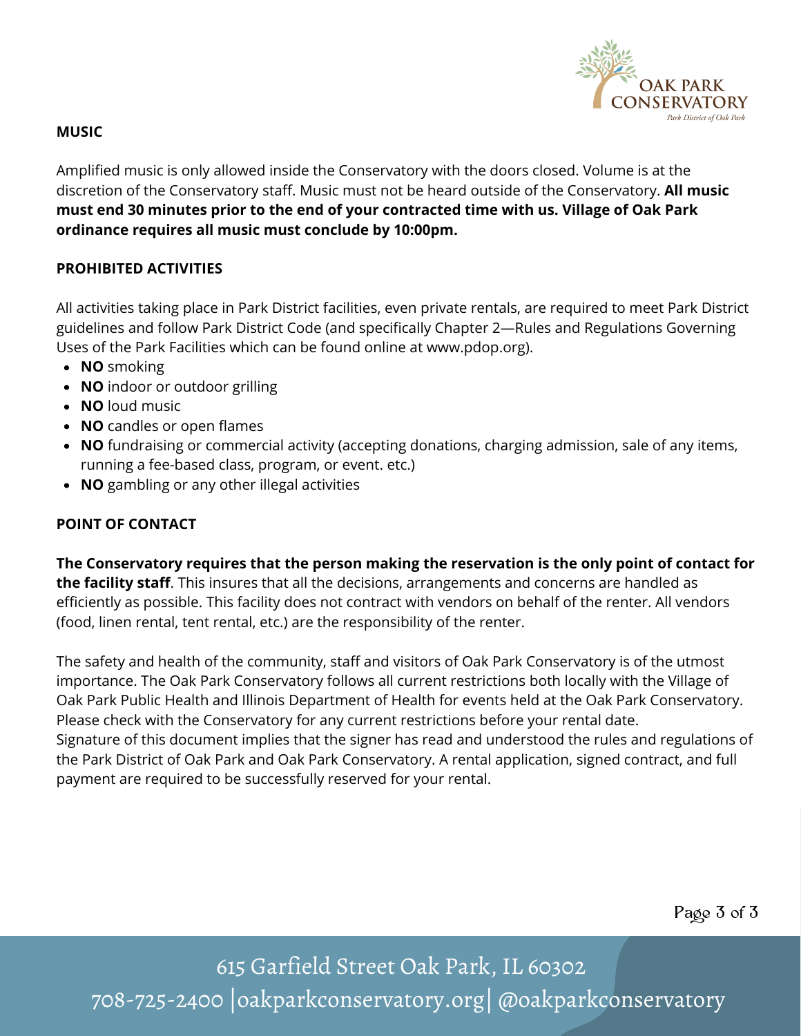**MUSIC**

Amplified music is only allowed inside the Conservatory with the doors closed. Volume is at the discretion of the Conservatory staff. Music must not be heard outside of the Conservatory. **All music must end 30 minutes prior to the end of your contracted time with us. Village of Oak Park ordinance requires all music must conclude by 10:00pm.**

**PROHIBITED ACTIVITIES**

All activities taking place in Park District facilities, even private rentals, are required to meet Park District guidelines and follow Park District Code (and specifically Chapter 2—Rules and Regulations Governing Uses of the Park Facilities which can be found online at www.pdop.org).

- **NO** smoking
- **NO** indoor or outdoor grilling
- **NO** loud music
- **NO** candles or open flames
- **NO** fundraising or commercial activity (accepting donations, charging admission, sale of any items, running a fee-based class, program, or event. etc.)
- **NO** gambling or any other illegal activities

**POINT OF CONTACT**

**The Conservatory requires that the person making the reservation is the only point of contact for the facility staff**. This insures that all the decisions, arrangements and concerns are handled as efficiently as possible. This facility does not contract with vendors on behalf of the renter. All vendors (food, linen rental, tent rental, etc.) are the responsibility of the renter.

The safety and health of the community, staff and visitors of Oak Park Conservatory is of the utmost importance. The Oak Park Conservatory follows all current restrictions both locally with the Village of Oak Park Public Health and Illinois Department of Health for events held at the Oak Park Conservatory. Please check with the Conservatory for any current restrictions before your rental date.
Signature of this document implies that the signer has read and understood the rules and regulations of the Park District of Oak Park and Oak Park Conservatory. A rental application, signed contract, and full payment are required to be successfully reserved for your rental.

615 Garfield Street Oak Park, IL 60302
708-725-2400 |oakparkconservatory.org| @oakparkconservatory